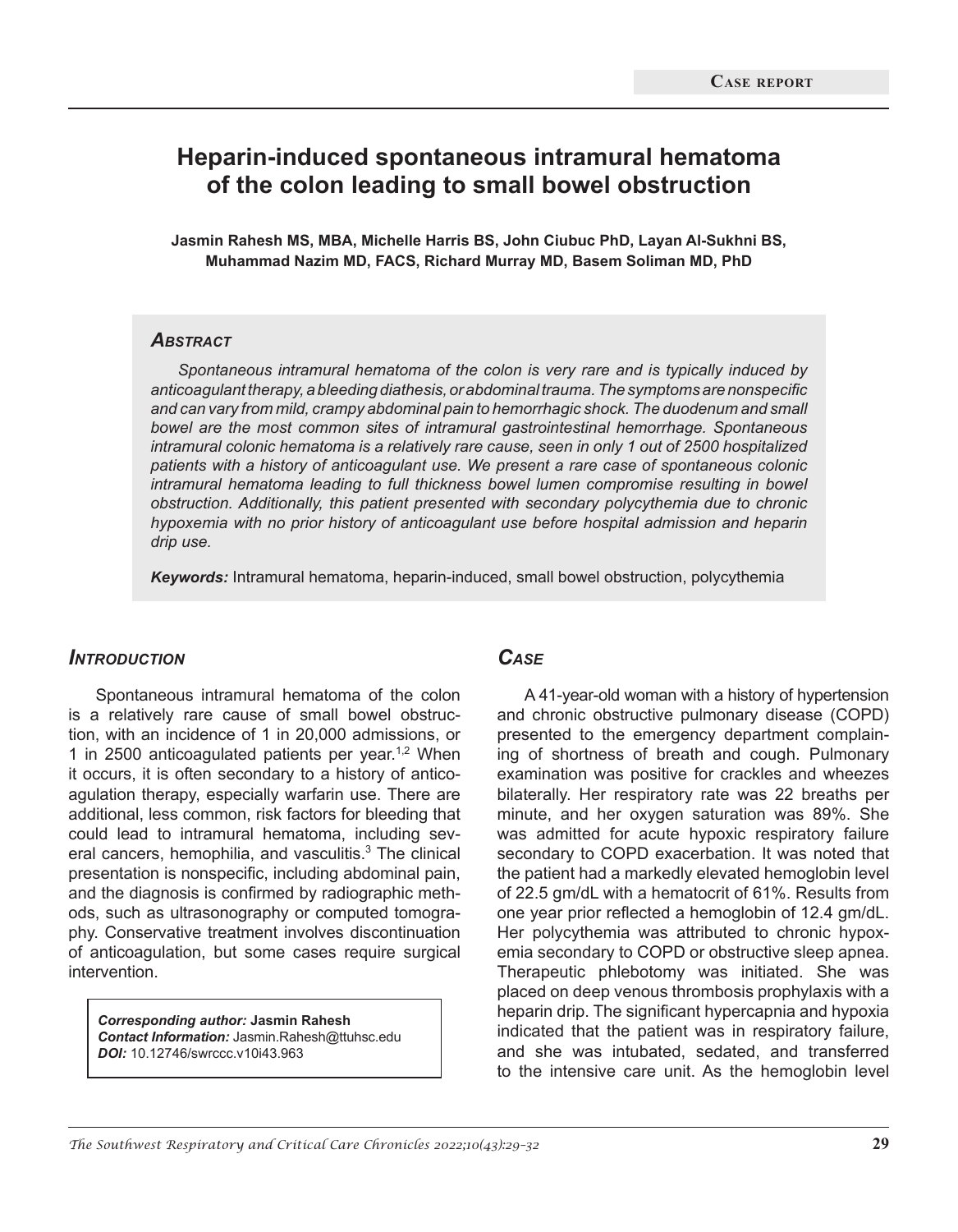Case report

# Heparin-induced spontaneous intramural hematoma of the colon leading to small bowel obstruction

**Jasmin Rahesh MS, MBA, Michelle Harris BS, John Ciubuc PhD, Layan Al-Sukhni BS, Muhammad Nazim MD, FACS, Richard Murray MD, Basem Soliman MD, PhD**

## *Abstract*

*Spontaneous intramural hematoma of the colon is very rare and is typically induced by anticoagulant therapy, a bleeding diathesis, or abdominal trauma. The symptoms are nonspecific and can vary from mild, crampy abdominal pain to hemorrhagic shock. The duodenum and small bowel are the most common sites of intramural gastrointestinal hemorrhage. Spontaneous intramural colonic hematoma is a relatively rare cause, seen in only 1 out of 2500 hospitalized patients with a history of anticoagulant use. We present a rare case of spontaneous colonic intramural hematoma leading to full thickness bowel lumen compromise resulting in bowel obstruction. Additionally, this patient presented with secondary polycythemia due to chronic hypoxemia with no prior history of anticoagulant use before hospital admission and heparin drip use.*

***Keywords:*** Intramural hematoma, heparin-induced, small bowel obstruction, polycythemia

## *Introduction*

Spontaneous intramural hematoma of the colon is a relatively rare cause of small bowel obstruction, with an incidence of 1 in 20,000 admissions, or 1 in 2500 anticoagulated patients per year.[1,2] When it occurs, it is often secondary to a history of anticoagulation therapy, especially warfarin use. There are additional, less common, risk factors for bleeding that could lead to intramural hematoma, including several cancers, hemophilia, and vasculitis.[3] The clinical presentation is nonspecific, including abdominal pain, and the diagnosis is confirmed by radiographic methods, such as ultrasonography or computed tomography. Conservative treatment involves discontinuation of anticoagulation, but some cases require surgical intervention.

***Corresponding author:*** **Jasmin Rahesh**
***Contact Information:*** Jasmin.Rahesh@ttuhsc.edu
***DOI:*** 10.12746/swrccc.v10i43.963

## *Case*

A 41-year-old woman with a history of hypertension and chronic obstructive pulmonary disease (COPD) presented to the emergency department complaining of shortness of breath and cough. Pulmonary examination was positive for crackles and wheezes bilaterally. Her respiratory rate was 22 breaths per minute, and her oxygen saturation was 89%. She was admitted for acute hypoxic respiratory failure secondary to COPD exacerbation. It was noted that the patient had a markedly elevated hemoglobin level of 22.5 gm/dL with a hematocrit of 61%. Results from one year prior reflected a hemoglobin of 12.4 gm/dL. Her polycythemia was attributed to chronic hypoxemia secondary to COPD or obstructive sleep apnea. Therapeutic phlebotomy was initiated. She was placed on deep venous thrombosis prophylaxis with a heparin drip. The significant hypercapnia and hypoxia indicated that the patient was in respiratory failure, and she was intubated, sedated, and transferred to the intensive care unit. As the hemoglobin level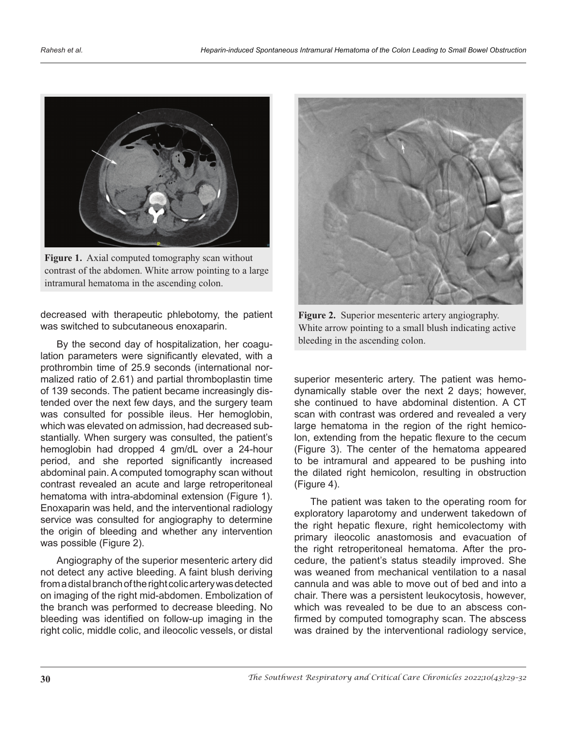Figure 1. Axial computed tomography scan without contrast of the abdomen. White arrow pointing to a large intramural hematoma in the ascending colon.

decreased with therapeutic phlebotomy, the patient was switched to subcutaneous enoxaparin.

By the second day of hospitalization, her coagulation parameters were significantly elevated, with a prothrombin time of 25.9 seconds (international normalized ratio of 2.61) and partial thromboplastin time of 139 seconds. The patient became increasingly distended over the next few days, and the surgery team was consulted for possible ileus. Her hemoglobin, which was elevated on admission, had decreased substantially. When surgery was consulted, the patient's hemoglobin had dropped 4 gm/dL over a 24-hour period, and she reported significantly increased abdominal pain. A computed tomography scan without contrast revealed an acute and large retroperitoneal hematoma with intra-abdominal extension (Figure 1). Enoxaparin was held, and the interventional radiology service was consulted for angiography to determine the origin of bleeding and whether any intervention was possible (Figure 2).

Angiography of the superior mesenteric artery did not detect any active bleeding. A faint blush deriving from a distal branch of the right colic artery was detected on imaging of the right mid-abdomen. Embolization of the branch was performed to decrease bleeding. No bleeding was identified on follow-up imaging in the right colic, middle colic, and ileocolic vessels, or distal superior mesenteric artery. The patient was hemodynamically stable over the next 2 days; however, she continued to have abdominal distention. A CT scan with contrast was ordered and revealed a very large hematoma in the region of the right hemicolon, extending from the hepatic flexure to the cecum (Figure 3). The center of the hematoma appeared to be intramural and appeared to be pushing into the dilated right hemicolon, resulting in obstruction (Figure 4).

Figure 2. Superior mesenteric artery angiography. White arrow pointing to a small blush indicating active bleeding in the ascending colon.

The patient was taken to the operating room for exploratory laparotomy and underwent takedown of the right hepatic flexure, right hemicolectomy with primary ileocolic anastomosis and evacuation of the right retroperitoneal hematoma. After the procedure, the patient's status steadily improved. She was weaned from mechanical ventilation to a nasal cannula and was able to move out of bed and into a chair. There was a persistent leukocytosis, however, which was revealed to be due to an abscess confirmed by computed tomography scan. The abscess was drained by the interventional radiology service,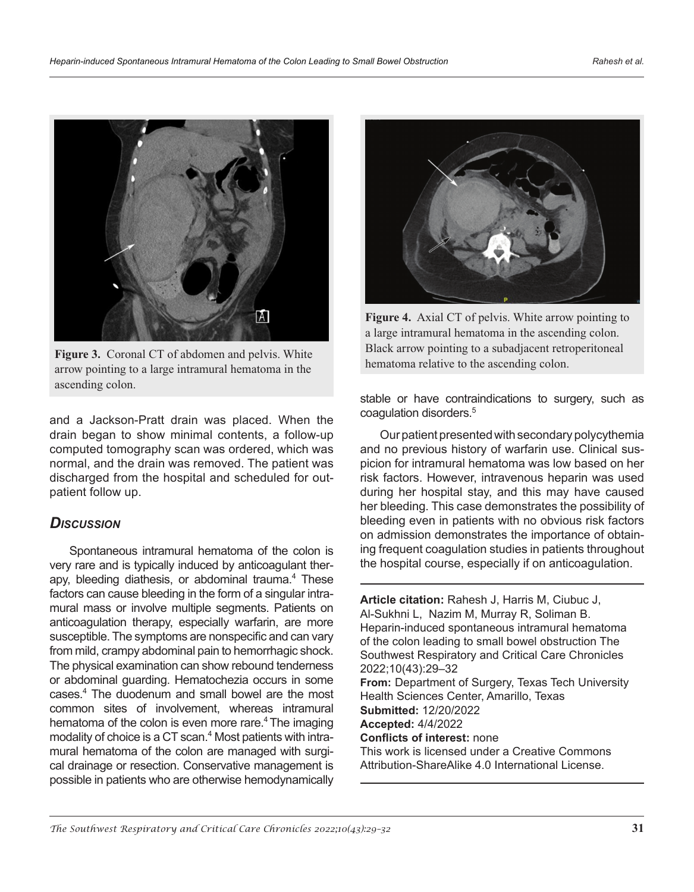Figure 3. Coronal CT of abdomen and pelvis. White arrow pointing to a large intramural hematoma in the ascending colon.

Figure 4. Axial CT of pelvis. White arrow pointing to a large intramural hematoma in the ascending colon. Black arrow pointing to a subadjacent retroperitoneal hematoma relative to the ascending colon.

and a Jackson-Pratt drain was placed. When the drain began to show minimal contents, a follow-up computed tomography scan was ordered, which was normal, and the drain was removed. The patient was discharged from the hospital and scheduled for outpatient follow up.

## Discussion

Spontaneous intramural hematoma of the colon is very rare and is typically induced by anticoagulant therapy, bleeding diathesis, or abdominal trauma.[4] These factors can cause bleeding in the form of a singular intramural mass or involve multiple segments. Patients on anticoagulation therapy, especially warfarin, are more susceptible. The symptoms are nonspecific and can vary from mild, crampy abdominal pain to hemorrhagic shock. The physical examination can show rebound tenderness or abdominal guarding. Hematochezia occurs in some cases.[4] The duodenum and small bowel are the most common sites of involvement, whereas intramural hematoma of the colon is even more rare.[4] The imaging modality of choice is a CT scan.[4] Most patients with intramural hematoma of the colon are managed with surgical drainage or resection. Conservative management is possible in patients who are otherwise hemodynamically stable or have contraindications to surgery, such as coagulation disorders.[5]

Our patient presented with secondary polycythemia and no previous history of warfarin use. Clinical suspicion for intramural hematoma was low based on her risk factors. However, intravenous heparin was used during her hospital stay, and this may have caused her bleeding. This case demonstrates the possibility of bleeding even in patients with no obvious risk factors on admission demonstrates the importance of obtaining frequent coagulation studies in patients throughout the hospital course, especially if on anticoagulation.

---

**Article citation:** Rahesh J, Harris M, Ciubuc J, Al-Sukhni L, Nazim M, Murray R, Soliman B. Heparin-induced spontaneous intramural hematoma of the colon leading to small bowel obstruction The Southwest Respiratory and Critical Care Chronicles 2022;10(43):29–32
**From:** Department of Surgery, Texas Tech University Health Sciences Center, Amarillo, Texas
**Submitted:** 12/20/2022
**Accepted:** 4/4/2022
**Conflicts of interest:** none
This work is licensed under a Creative Commons Attribution-ShareAlike 4.0 International License.

---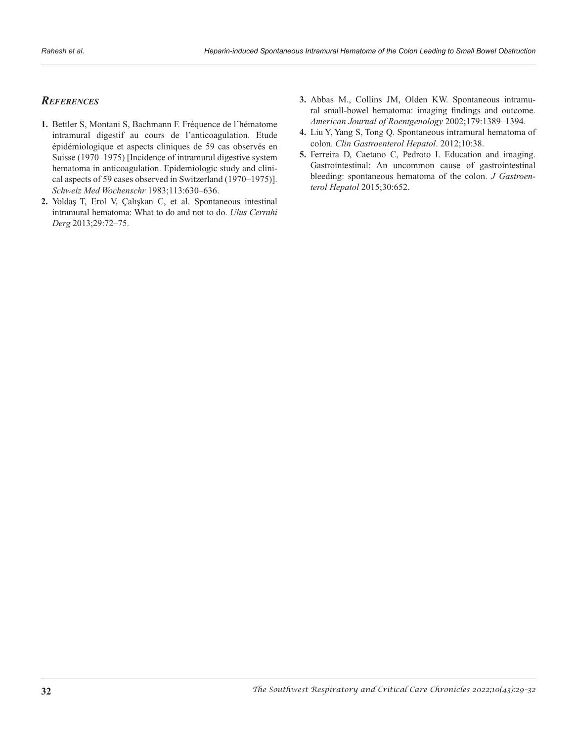## *References*

1. Bettler S, Montani S, Bachmann F. Fréquence de l'hématome intramural digestif au cours de l'anticoagulation. Etude épidémiologique et aspects cliniques de 59 cas observés en Suisse (1970–1975) [Incidence of intramural digestive system hematoma in anticoagulation. Epidemiologic study and clinical aspects of 59 cases observed in Switzerland (1970–1975)]. *Schweiz Med Wochenschr* 1983;113:630–636.
2. Yoldaş T, Erol V, Çalışkan C, et al. Spontaneous intestinal intramural hematoma: What to do and not to do. *Ulus Cerrahi Derg* 2013;29:72–75.
3. Abbas M., Collins JM, Olden KW. Spontaneous intramural small-bowel hematoma: imaging findings and outcome. *American Journal of Roentgenology* 2002;179:1389–1394.
4. Liu Y, Yang S, Tong Q. Spontaneous intramural hematoma of colon. *Clin Gastroenterol Hepatol*. 2012;10:38.
5. Ferreira D, Caetano C, Pedroto I. Education and imaging. Gastrointestinal: An uncommon cause of gastrointestinal bleeding: spontaneous hematoma of the colon. *J Gastroenterol Hepatol* 2015;30:652.